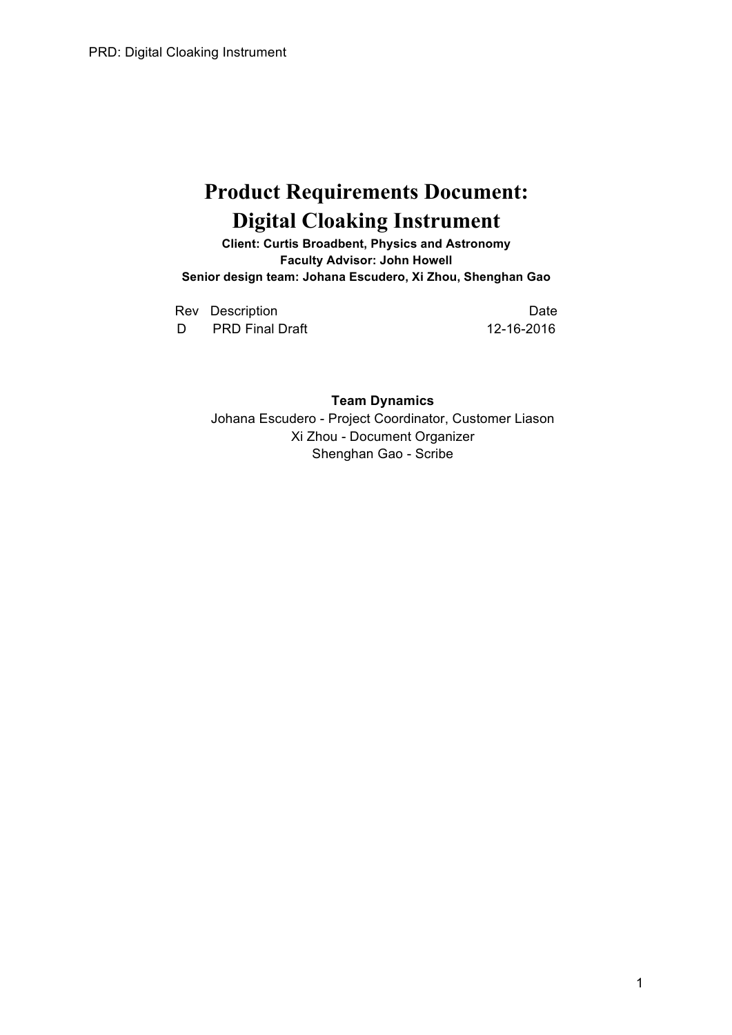# Product Requirements Document: Digital Cloaking Instrument

**Client: Curtis Broadbent, Physics and Astronomy**
**Faculty Advisor: John Howell**
**Senior design team: Johana Escudero, Xi Zhou, Shenghan Gao**

| Rev | Description | Date |
| --- | --- | --- |
| D | PRD Final Draft | 12-16-2016 |

**Team Dynamics**

Johana Escudero - Project Coordinator, Customer Liason
Xi Zhou - Document Organizer
Shenghan Gao - Scribe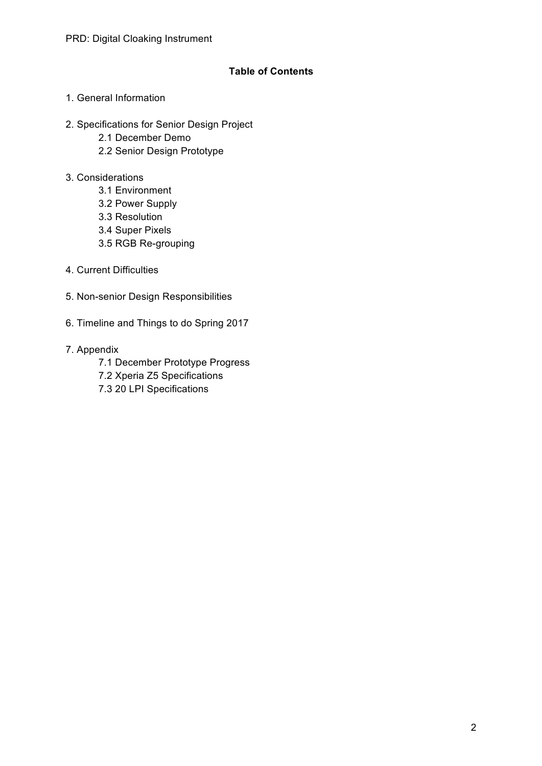**Table of Contents**

1. General Information

2. Specifications for Senior Design Project
    - 2.1 December Demo
    - 2.2 Senior Design Prototype

3. Considerations
    - 3.1 Environment
    - 3.2 Power Supply
    - 3.3 Resolution
    - 3.4 Super Pixels
    - 3.5 RGB Re-grouping

4. Current Difficulties

5. Non-senior Design Responsibilities

6. Timeline and Things to do Spring 2017

7. Appendix
    - 7.1 December Prototype Progress
    - 7.2 Xperia Z5 Specifications
    - 7.3 20 LPI Specifications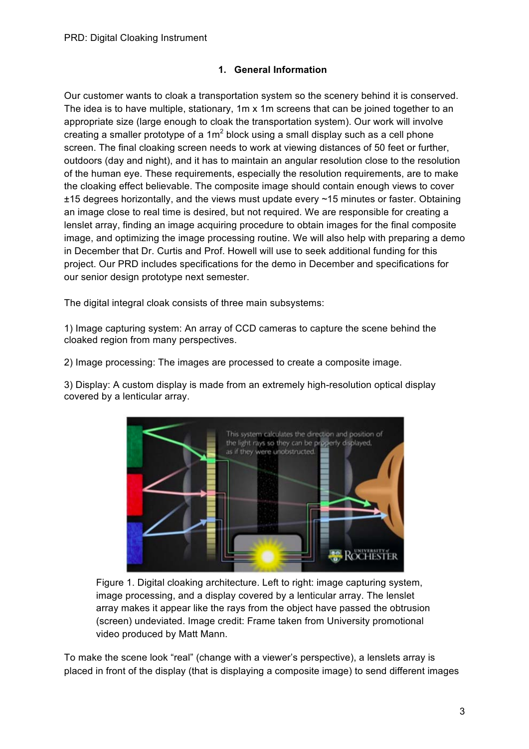## 1. General Information

Our customer wants to cloak a transportation system so the scenery behind it is conserved. The idea is to have multiple, stationary, 1m x 1m screens that can be joined together to an appropriate size (large enough to cloak the transportation system). Our work will involve creating a smaller prototype of a $1m^2$ block using a small display such as a cell phone screen. The final cloaking screen needs to work at viewing distances of 50 feet or further, outdoors (day and night), and it has to maintain an angular resolution close to the resolution of the human eye. These requirements, especially the resolution requirements, are to make the cloaking effect believable. The composite image should contain enough views to cover ±15 degrees horizontally, and the views must update every ~15 minutes or faster. Obtaining an image close to real time is desired, but not required. We are responsible for creating a lenslet array, finding an image acquiring procedure to obtain images for the final composite image, and optimizing the image processing routine. We will also help with preparing a demo in December that Dr. Curtis and Prof. Howell will use to seek additional funding for this project. Our PRD includes specifications for the demo in December and specifications for our senior design prototype next semester.

The digital integral cloak consists of three main subsystems:

1) Image capturing system: An array of CCD cameras to capture the scene behind the cloaked region from many perspectives.

2) Image processing: The images are processed to create a composite image.

3) Display: A custom display is made from an extremely high-resolution optical display covered by a lenticular array.

Figure 1. Digital cloaking architecture. Left to right: image capturing system, image processing, and a display covered by a lenticular array. The lenslet array makes it appear like the rays from the object have passed the obtrusion (screen) undeviated. Image credit: Frame taken from University promotional video produced by Matt Mann.

To make the scene look "real" (change with a viewer's perspective), a lenslets array is placed in front of the display (that is displaying a composite image) to send different images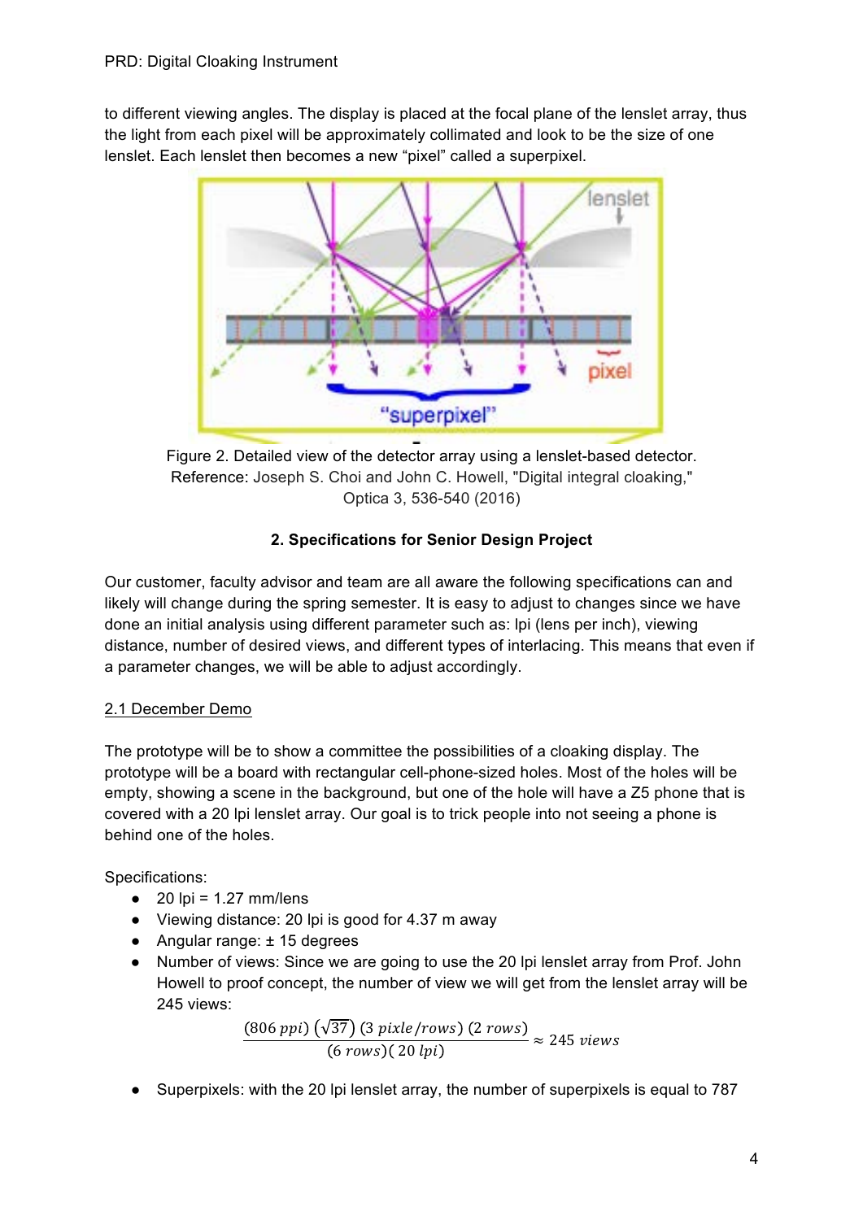to different viewing angles. The display is placed at the focal plane of the lenslet array, thus the light from each pixel will be approximately collimated and look to be the size of one lenslet. Each lenslet then becomes a new "pixel" called a superpixel.

Figure 2. Detailed view of the detector array using a lenslet-based detector.
Reference: Joseph S. Choi and John C. Howell, "Digital integral cloaking," Optica 3, 536-540 (2016)

## 2. Specifications for Senior Design Project

Our customer, faculty advisor and team are all aware the following specifications can and likely will change during the spring semester. It is easy to adjust to changes since we have done an initial analysis using different parameter such as: lpi (lens per inch), viewing distance, number of desired views, and different types of interlacing. This means that even if a parameter changes, we will be able to adjust accordingly.

### 2.1 December Demo

The prototype will be to show a committee the possibilities of a cloaking display. The prototype will be a board with rectangular cell-phone-sized holes. Most of the holes will be empty, showing a scene in the background, but one of the hole will have a Z5 phone that is covered with a 20 lpi lenslet array. Our goal is to trick people into not seeing a phone is behind one of the holes.

Specifications:

- 20 lpi = 1.27 mm/lens
- Viewing distance: 20 lpi is good for 4.37 m away
- Angular range: ± 15 degrees
- Number of views: Since we are going to use the 20 lpi lenslet array from Prof. John Howell to proof concept, the number of view we will get from the lenslet array will be 245 views:

$$\frac{(806\ ppi)\left(\sqrt{37}\right)(3\ pixle/rows)\ (2\ rows)}{(6\ rows)(\ 20\ lpi)} \approx 245\ views$$

- Superpixels: with the 20 lpi lenslet array, the number of superpixels is equal to 787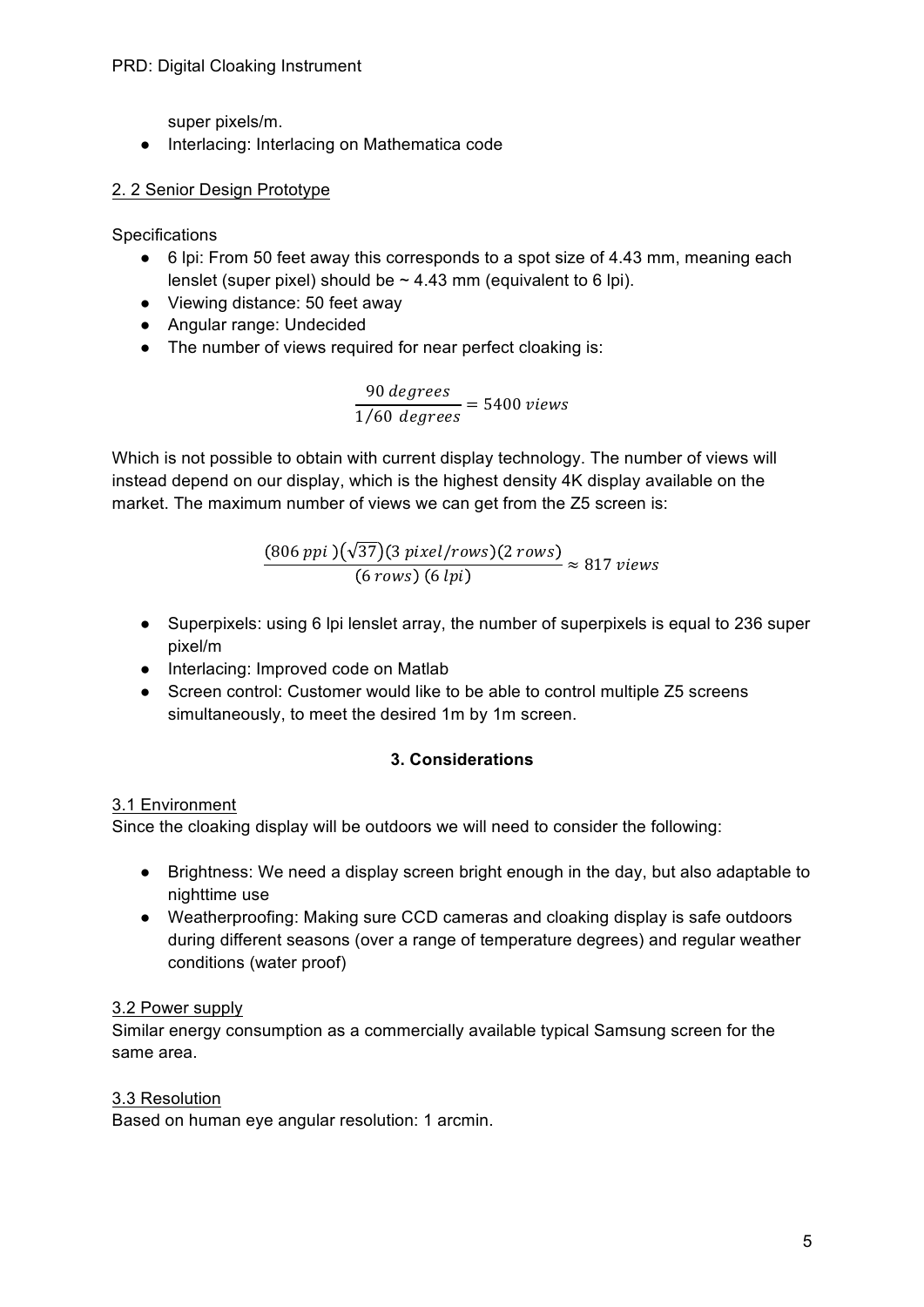super pixels/m.

- Interlacing: Interlacing on Mathematica code

## 2. 2 Senior Design Prototype

Specifications

- 6 lpi: From 50 feet away this corresponds to a spot size of 4.43 mm, meaning each lenslet (super pixel) should be ~ 4.43 mm (equivalent to 6 lpi).
- Viewing distance: 50 feet away
- Angular range: Undecided
- The number of views required for near perfect cloaking is:

$$\frac{90 \; degrees}{1/60 \; degrees} = 5400 \; views$$

Which is not possible to obtain with current display technology. The number of views will instead depend on our display, which is the highest density 4K display available on the market. The maximum number of views we can get from the Z5 screen is:

$$\frac{(806 \; ppi)(\sqrt{37})(3 \; pixel/rows)(2 \; rows)}{(6 \; rows)\;(6 \; lpi)} \approx 817 \; views$$

- Superpixels: using 6 lpi lenslet array, the number of superpixels is equal to 236 super pixel/m
- Interlacing: Improved code on Matlab
- Screen control: Customer would like to be able to control multiple Z5 screens simultaneously, to meet the desired 1m by 1m screen.

# 3. Considerations

## 3.1 Environment

Since the cloaking display will be outdoors we will need to consider the following:

- Brightness: We need a display screen bright enough in the day, but also adaptable to nighttime use
- Weatherproofing: Making sure CCD cameras and cloaking display is safe outdoors during different seasons (over a range of temperature degrees) and regular weather conditions (water proof)

## 3.2 Power supply

Similar energy consumption as a commercially available typical Samsung screen for the same area.

## 3.3 Resolution

Based on human eye angular resolution: 1 arcmin.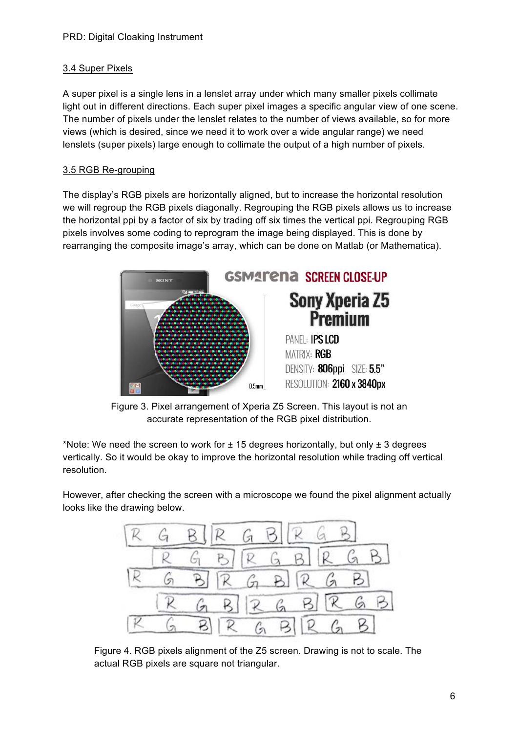### 3.4 Super Pixels

A super pixel is a single lens in a lenslet array under which many smaller pixels collimate light out in different directions. Each super pixel images a specific angular view of one scene. The number of pixels under the lenslet relates to the number of views available, so for more views (which is desired, since we need it to work over a wide angular range) we need lenslets (super pixels) large enough to collimate the output of a high number of pixels.

### 3.5 RGB Re-grouping

The display's RGB pixels are horizontally aligned, but to increase the horizontal resolution we will regroup the RGB pixels diagonally. Regrouping the RGB pixels allows us to increase the horizontal ppi by a factor of six by trading off six times the vertical ppi. Regrouping RGB pixels involves some coding to reprogram the image being displayed. This is done by rearranging the composite image's array, which can be done on Matlab (or Mathematica).

Figure 3. Pixel arrangement of Xperia Z5 Screen. This layout is not an accurate representation of the RGB pixel distribution.

*Note: We need the screen to work for ± 15 degrees horizontally, but only ± 3 degrees vertically. So it would be okay to improve the horizontal resolution while trading off vertical resolution.

However, after checking the screen with a microscope we found the pixel alignment actually looks like the drawing below.

Figure 4. RGB pixels alignment of the Z5 screen. Drawing is not to scale. The actual RGB pixels are square not triangular.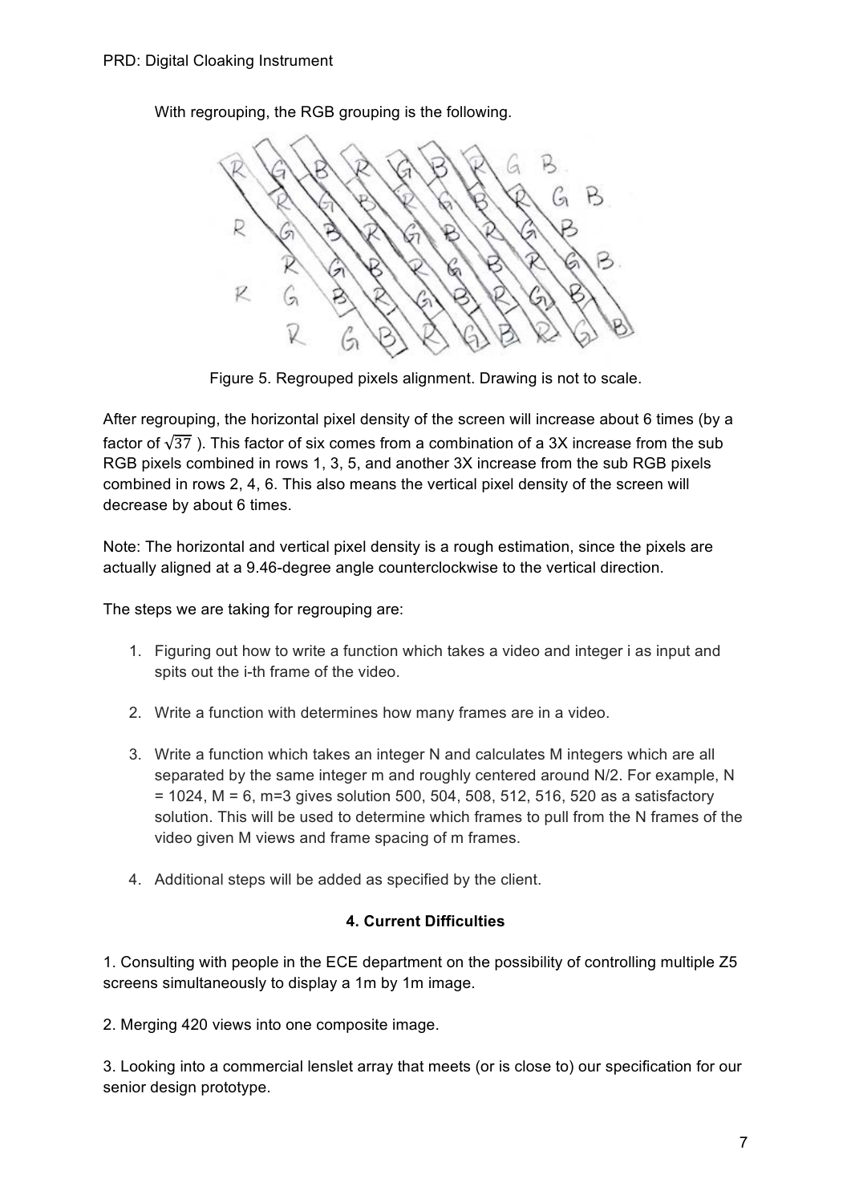With regrouping, the RGB grouping is the following.

Figure 5. Regrouped pixels alignment. Drawing is not to scale.

After regrouping, the horizontal pixel density of the screen will increase about 6 times (by a factor of $\sqrt{37}$ ). This factor of six comes from a combination of a 3X increase from the sub RGB pixels combined in rows 1, 3, 5, and another 3X increase from the sub RGB pixels combined in rows 2, 4, 6. This also means the vertical pixel density of the screen will decrease by about 6 times.

Note: The horizontal and vertical pixel density is a rough estimation, since the pixels are actually aligned at a 9.46-degree angle counterclockwise to the vertical direction.

The steps we are taking for regrouping are:

1. Figuring out how to write a function which takes a video and integer i as input and spits out the i-th frame of the video.

2. Write a function with determines how many frames are in a video.

3. Write a function which takes an integer N and calculates M integers which are all separated by the same integer m and roughly centered around N/2. For example, N = 1024, M = 6, m=3 gives solution 500, 504, 508, 512, 516, 520 as a satisfactory solution. This will be used to determine which frames to pull from the N frames of the video given M views and frame spacing of m frames.

4. Additional steps will be added as specified by the client.

## 4. Current Difficulties

1. Consulting with people in the ECE department on the possibility of controlling multiple Z5 screens simultaneously to display a 1m by 1m image.

2. Merging 420 views into one composite image.

3. Looking into a commercial lenslet array that meets (or is close to) our specification for our senior design prototype.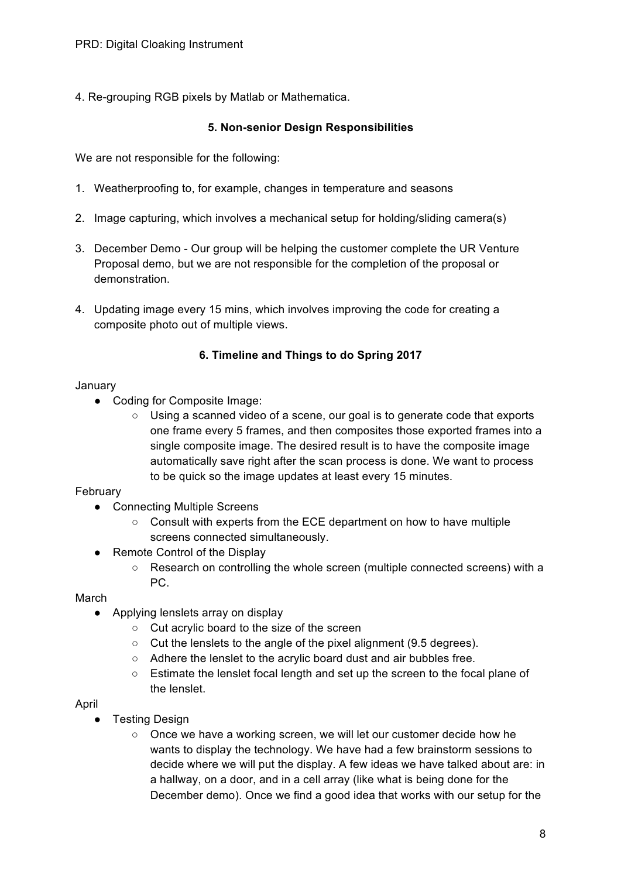4. Re-grouping RGB pixels by Matlab or Mathematica.

### 5. Non-senior Design Responsibilities

We are not responsible for the following:

1. Weatherproofing to, for example, changes in temperature and seasons
2. Image capturing, which involves a mechanical setup for holding/sliding camera(s)
3. December Demo - Our group will be helping the customer complete the UR Venture Proposal demo, but we are not responsible for the completion of the proposal or demonstration.
4. Updating image every 15 mins, which involves improving the code for creating a composite photo out of multiple views.

### 6. Timeline and Things to do Spring 2017

January

- Coding for Composite Image:
    - Using a scanned video of a scene, our goal is to generate code that exports one frame every 5 frames, and then composites those exported frames into a single composite image. The desired result is to have the composite image automatically save right after the scan process is done. We want to process to be quick so the image updates at least every 15 minutes.

February

- Connecting Multiple Screens
    - Consult with experts from the ECE department on how to have multiple screens connected simultaneously.
- Remote Control of the Display
    - Research on controlling the whole screen (multiple connected screens) with a PC.

March

- Applying lenslets array on display
    - Cut acrylic board to the size of the screen
    - Cut the lenslets to the angle of the pixel alignment (9.5 degrees).
    - Adhere the lenslet to the acrylic board dust and air bubbles free.
    - Estimate the lenslet focal length and set up the screen to the focal plane of the lenslet.

April

- Testing Design
    - Once we have a working screen, we will let our customer decide how he wants to display the technology. We have had a few brainstorm sessions to decide where we will put the display. A few ideas we have talked about are: in a hallway, on a door, and in a cell array (like what is being done for the December demo). Once we find a good idea that works with our setup for the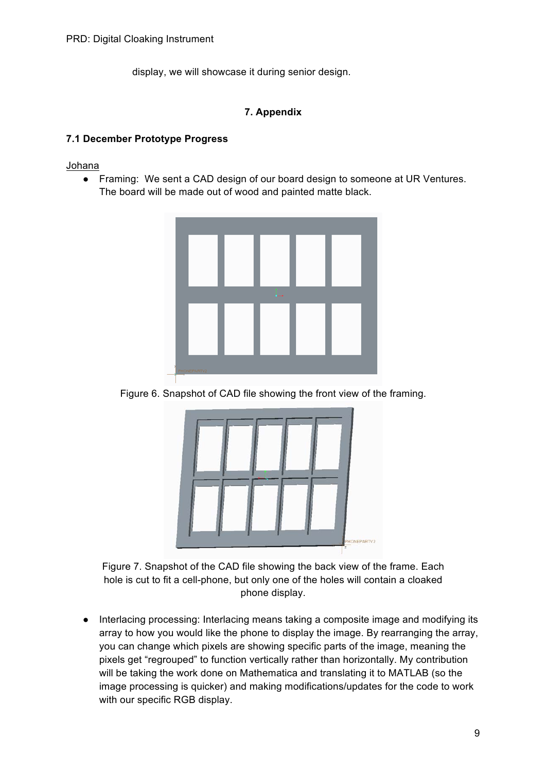display, we will showcase it during senior design.

## 7. Appendix

### 7.1 December Prototype Progress

Johana

- Framing: We sent a CAD design of our board design to someone at UR Ventures. The board will be made out of wood and painted matte black.

Figure 6. Snapshot of CAD file showing the front view of the framing.

Figure 7. Snapshot of the CAD file showing the back view of the frame. Each hole is cut to fit a cell-phone, but only one of the holes will contain a cloaked phone display.

- Interlacing processing: Interlacing means taking a composite image and modifying its array to how you would like the phone to display the image. By rearranging the array, you can change which pixels are showing specific parts of the image, meaning the pixels get "regrouped" to function vertically rather than horizontally. My contribution will be taking the work done on Mathematica and translating it to MATLAB (so the image processing is quicker) and making modifications/updates for the code to work with our specific RGB display.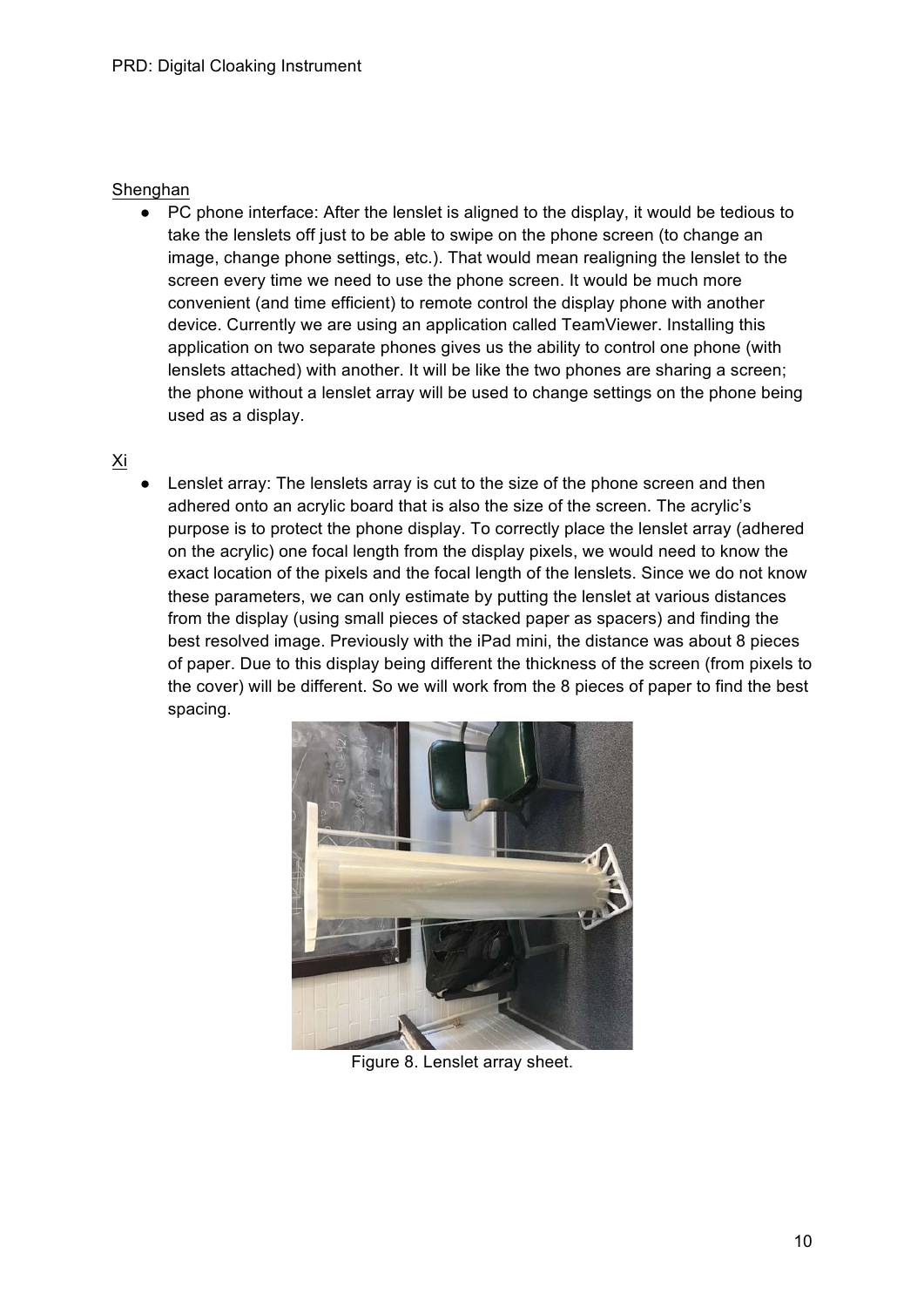Shenghan

- PC phone interface: After the lenslet is aligned to the display, it would be tedious to take the lenslets off just to be able to swipe on the phone screen (to change an image, change phone settings, etc.). That would mean realigning the lenslet to the screen every time we need to use the phone screen. It would be much more convenient (and time efficient) to remote control the display phone with another device. Currently we are using an application called TeamViewer. Installing this application on two separate phones gives us the ability to control one phone (with lenslets attached) with another. It will be like the two phones are sharing a screen; the phone without a lenslet array will be used to change settings on the phone being used as a display.

Xi

- Lenslet array: The lenslets array is cut to the size of the phone screen and then adhered onto an acrylic board that is also the size of the screen. The acrylic's purpose is to protect the phone display. To correctly place the lenslet array (adhered on the acrylic) one focal length from the display pixels, we would need to know the exact location of the pixels and the focal length of the lenslets. Since we do not know these parameters, we can only estimate by putting the lenslet at various distances from the display (using small pieces of stacked paper as spacers) and finding the best resolved image. Previously with the iPad mini, the distance was about 8 pieces of paper. Due to this display being different the thickness of the screen (from pixels to the cover) will be different. So we will work from the 8 pieces of paper to find the best spacing.

Figure 8. Lenslet array sheet.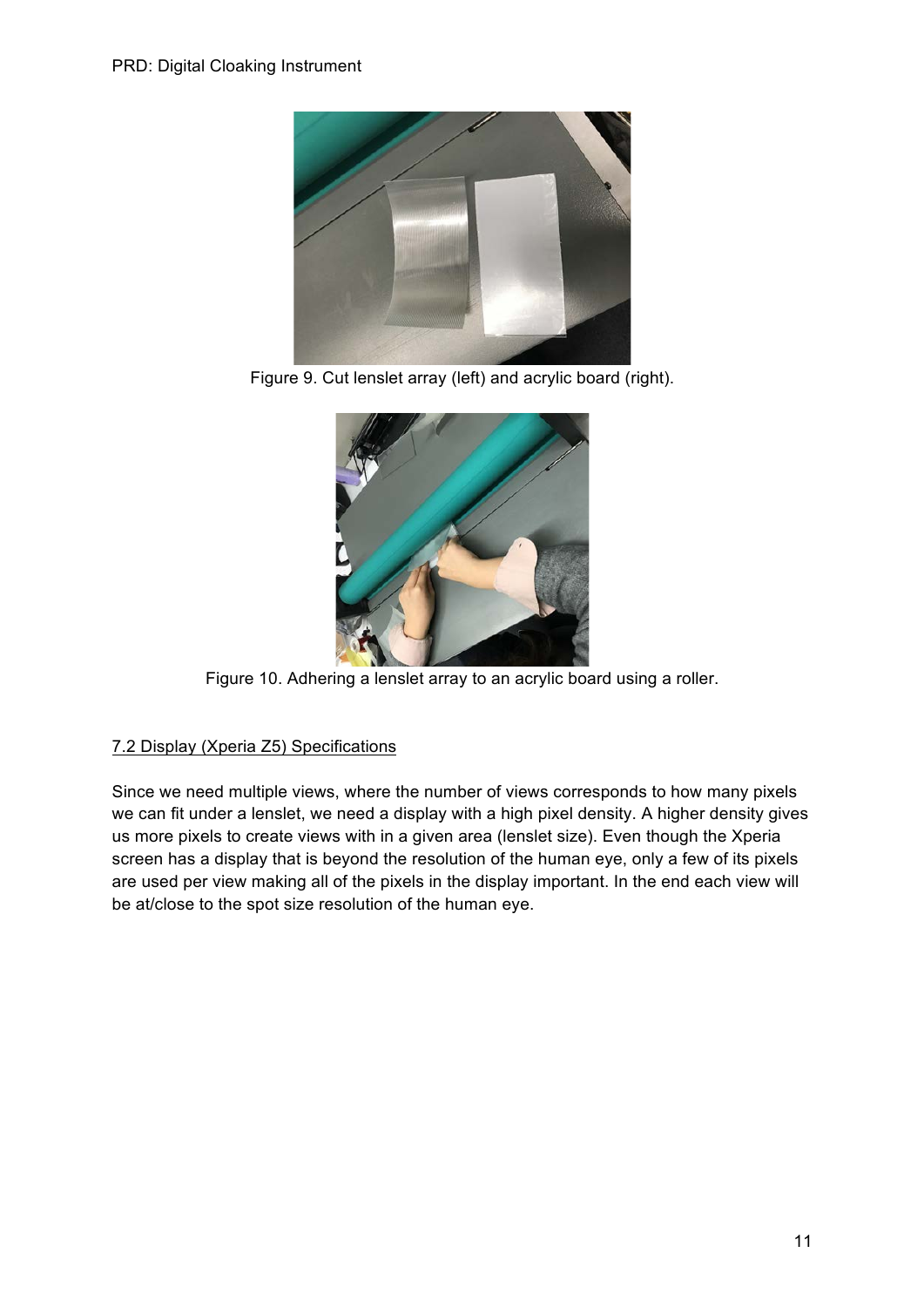Figure 9. Cut lenslet array (left) and acrylic board (right).

Figure 10. Adhering a lenslet array to an acrylic board using a roller.

### 7.2 Display (Xperia Z5) Specifications

Since we need multiple views, where the number of views corresponds to how many pixels we can fit under a lenslet, we need a display with a high pixel density. A higher density gives us more pixels to create views with in a given area (lenslet size). Even though the Xperia screen has a display that is beyond the resolution of the human eye, only a few of its pixels are used per view making all of the pixels in the display important. In the end each view will be at/close to the spot size resolution of the human eye.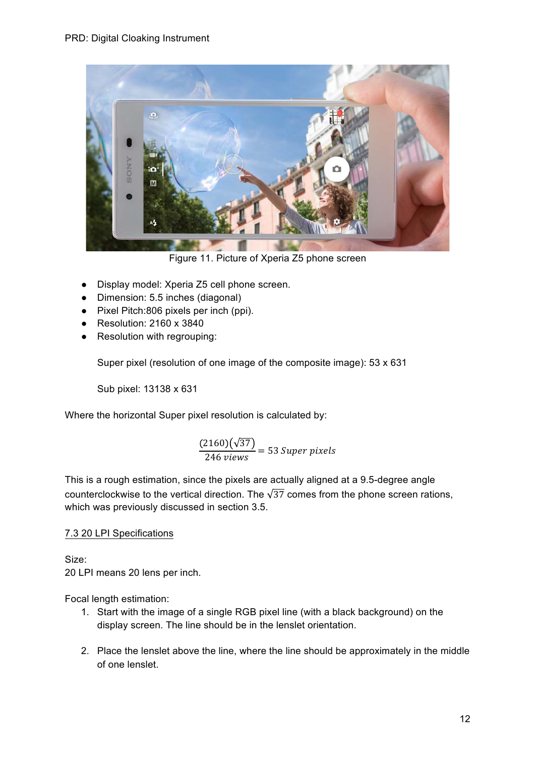Figure 11. Picture of Xperia Z5 phone screen

- Display model: Xperia Z5 cell phone screen.
- Dimension: 5.5 inches (diagonal)
- Pixel Pitch:806 pixels per inch (ppi).
- Resolution: 2160 x 3840
- Resolution with regrouping:

  Super pixel (resolution of one image of the composite image): 53 x 631

  Sub pixel: 13138 x 631

Where the horizontal Super pixel resolution is calculated by:

$$\frac{(2160)(\sqrt{37})}{246\ views} = 53\ Super\ pixels$$

This is a rough estimation, since the pixels are actually aligned at a 9.5-degree angle counterclockwise to the vertical direction. The $\sqrt{37}$ comes from the phone screen rations, which was previously discussed in section 3.5.

### 7.3 20 LPI Specifications

Size:
20 LPI means 20 lens per inch.

Focal length estimation:

1. Start with the image of a single RGB pixel line (with a black background) on the display screen. The line should be in the lenslet orientation.

2. Place the lenslet above the line, where the line should be approximately in the middle of one lenslet.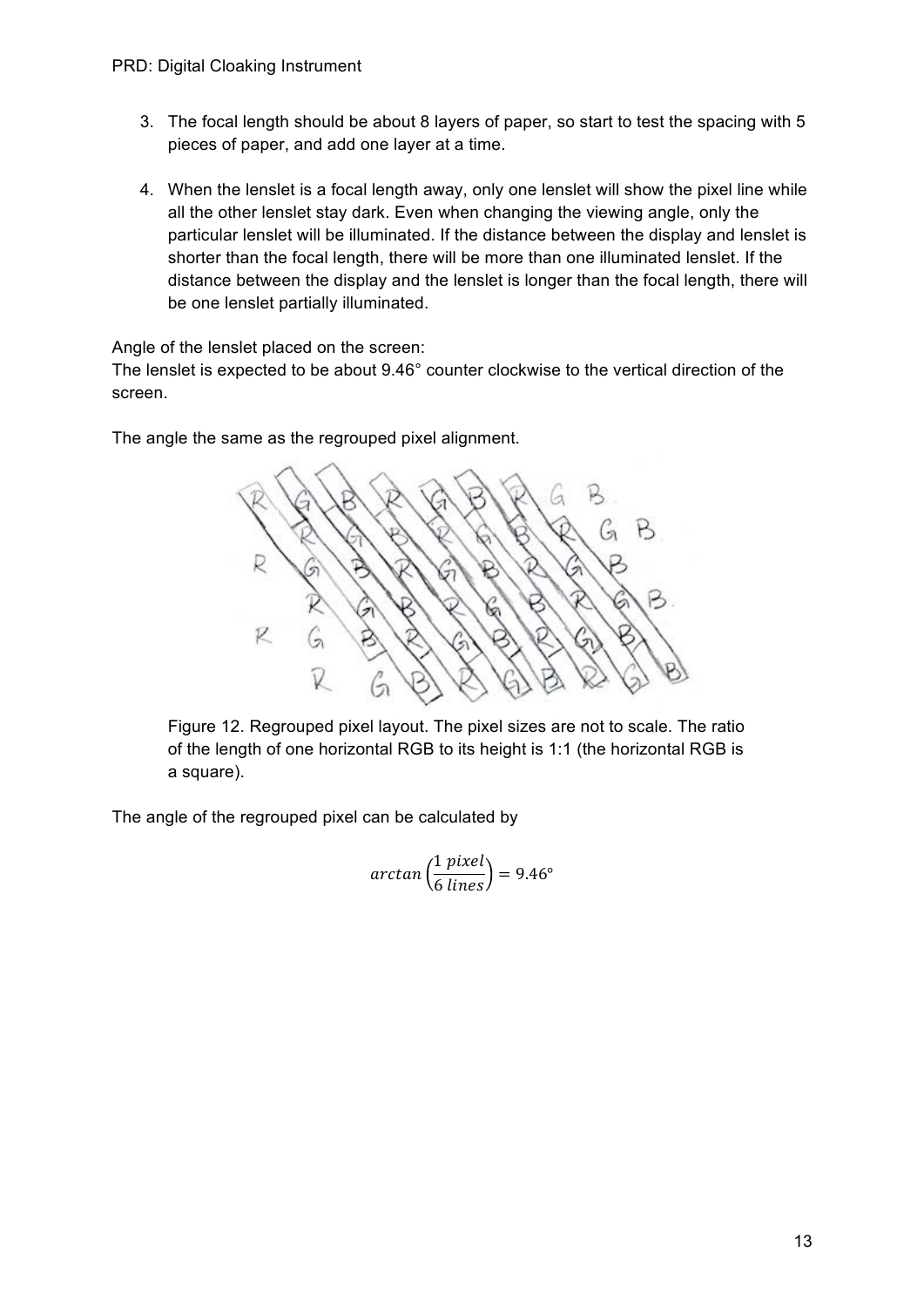3. The focal length should be about 8 layers of paper, so start to test the spacing with 5 pieces of paper, and add one layer at a time.

4. When the lenslet is a focal length away, only one lenslet will show the pixel line while all the other lenslet stay dark. Even when changing the viewing angle, only the particular lenslet will be illuminated. If the distance between the display and lenslet is shorter than the focal length, there will be more than one illuminated lenslet. If the distance between the display and the lenslet is longer than the focal length, there will be one lenslet partially illuminated.

Angle of the lenslet placed on the screen:
The lenslet is expected to be about 9.46° counter clockwise to the vertical direction of the screen.

The angle the same as the regrouped pixel alignment.

Figure 12. Regrouped pixel layout. The pixel sizes are not to scale. The ratio of the length of one horizontal RGB to its height is 1:1 (the horizontal RGB is a square).

The angle of the regrouped pixel can be calculated by

$$\arctan\left(\frac{1\ pixel}{6\ lines}\right) = 9.46°$$